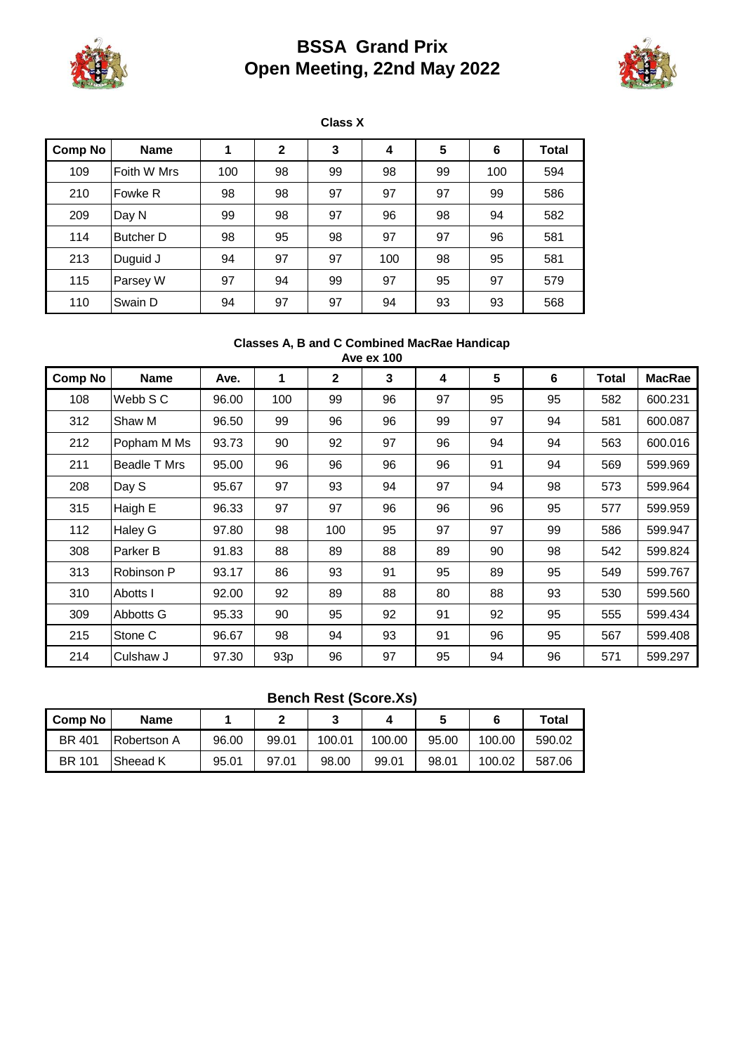# BSSA Grand Prix
# Open Meeting, 22nd May 2022

### Class X

| Comp No | Name | 1 | 2 | 3 | 4 | 5 | 6 | Total |
|---|---|---|---|---|---|---|---|---|
| 109 | Foith W Mrs | 100 | 98 | 99 | 98 | 99 | 100 | 594 |
| 210 | Fowke R | 98 | 98 | 97 | 97 | 97 | 99 | 586 |
| 209 | Day N | 99 | 98 | 97 | 96 | 98 | 94 | 582 |
| 114 | Butcher D | 98 | 95 | 98 | 97 | 97 | 96 | 581 |
| 213 | Duguid J | 94 | 97 | 97 | 100 | 98 | 95 | 581 |
| 115 | Parsey W | 97 | 94 | 99 | 97 | 95 | 97 | 579 |
| 110 | Swain D | 94 | 97 | 97 | 94 | 93 | 93 | 568 |

### Classes A, B and C Combined MacRae Handicap
**Ave ex 100**

| Comp No | Name | Ave. | 1 | 2 | 3 | 4 | 5 | 6 | Total | MacRae |
|---|---|---|---|---|---|---|---|---|---|---|
| 108 | Webb S C | 96.00 | 100 | 99 | 96 | 97 | 95 | 95 | 582 | 600.231 |
| 312 | Shaw M | 96.50 | 99 | 96 | 96 | 99 | 97 | 94 | 581 | 600.087 |
| 212 | Popham M Ms | 93.73 | 90 | 92 | 97 | 96 | 94 | 94 | 563 | 600.016 |
| 211 | Beadle T Mrs | 95.00 | 96 | 96 | 96 | 96 | 91 | 94 | 569 | 599.969 |
| 208 | Day S | 95.67 | 97 | 93 | 94 | 97 | 94 | 98 | 573 | 599.964 |
| 315 | Haigh E | 96.33 | 97 | 97 | 96 | 96 | 96 | 95 | 577 | 599.959 |
| 112 | Haley G | 97.80 | 98 | 100 | 95 | 97 | 97 | 99 | 586 | 599.947 |
| 308 | Parker B | 91.83 | 88 | 89 | 88 | 89 | 90 | 98 | 542 | 599.824 |
| 313 | Robinson P | 93.17 | 86 | 93 | 91 | 95 | 89 | 95 | 549 | 599.767 |
| 310 | Abotts I | 92.00 | 92 | 89 | 88 | 80 | 88 | 93 | 530 | 599.560 |
| 309 | Abbotts G | 95.33 | 90 | 95 | 92 | 91 | 92 | 95 | 555 | 599.434 |
| 215 | Stone C | 96.67 | 98 | 94 | 93 | 91 | 96 | 95 | 567 | 599.408 |
| 214 | Culshaw J | 97.30 | 93p | 96 | 97 | 95 | 94 | 96 | 571 | 599.297 |

### Bench Rest (Score.Xs)

| Comp No | Name | 1 | 2 | 3 | 4 | 5 | 6 | Total |
|---|---|---|---|---|---|---|---|---|
| BR 401 | Robertson A | 96.00 | 99.01 | 100.01 | 100.00 | 95.00 | 100.00 | 590.02 |
| BR 101 | Sheead K | 95.01 | 97.01 | 98.00 | 99.01 | 98.01 | 100.02 | 587.06 |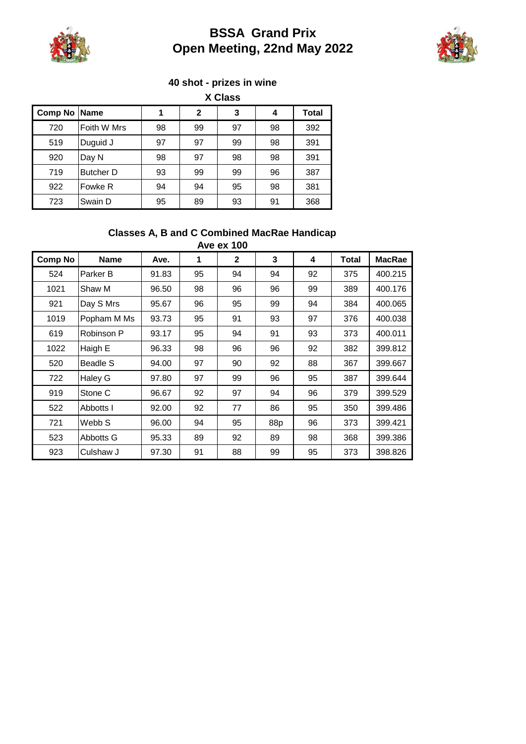# BSSA Grand Prix
# Open Meeting, 22nd May 2022

### 40 shot - prizes in wine

### X Class

| Comp No | Name | 1 | 2 | 3 | 4 | Total |
|---|---|---|---|---|---|---|
| 720 | Foith W Mrs | 98 | 99 | 97 | 98 | 392 |
| 519 | Duguid J | 97 | 97 | 99 | 98 | 391 |
| 920 | Day N | 98 | 97 | 98 | 98 | 391 |
| 719 | Butcher D | 93 | 99 | 99 | 96 | 387 |
| 922 | Fowke R | 94 | 94 | 95 | 98 | 381 |
| 723 | Swain D | 95 | 89 | 93 | 91 | 368 |

### Classes A, B and C Combined MacRae Handicap

### Ave ex 100

| Comp No | Name | Ave. | 1 | 2 | 3 | 4 | Total | MacRae |
|---|---|---|---|---|---|---|---|---|
| 524 | Parker B | 91.83 | 95 | 94 | 94 | 92 | 375 | 400.215 |
| 1021 | Shaw M | 96.50 | 98 | 96 | 96 | 99 | 389 | 400.176 |
| 921 | Day S Mrs | 95.67 | 96 | 95 | 99 | 94 | 384 | 400.065 |
| 1019 | Popham M Ms | 93.73 | 95 | 91 | 93 | 97 | 376 | 400.038 |
| 619 | Robinson P | 93.17 | 95 | 94 | 91 | 93 | 373 | 400.011 |
| 1022 | Haigh E | 96.33 | 98 | 96 | 96 | 92 | 382 | 399.812 |
| 520 | Beadle S | 94.00 | 97 | 90 | 92 | 88 | 367 | 399.667 |
| 722 | Haley G | 97.80 | 97 | 99 | 96 | 95 | 387 | 399.644 |
| 919 | Stone C | 96.67 | 92 | 97 | 94 | 96 | 379 | 399.529 |
| 522 | Abbotts I | 92.00 | 92 | 77 | 86 | 95 | 350 | 399.486 |
| 721 | Webb S | 96.00 | 94 | 95 | 88p | 96 | 373 | 399.421 |
| 523 | Abbotts G | 95.33 | 89 | 92 | 89 | 98 | 368 | 399.386 |
| 923 | Culshaw J | 97.30 | 91 | 88 | 99 | 95 | 373 | 398.826 |